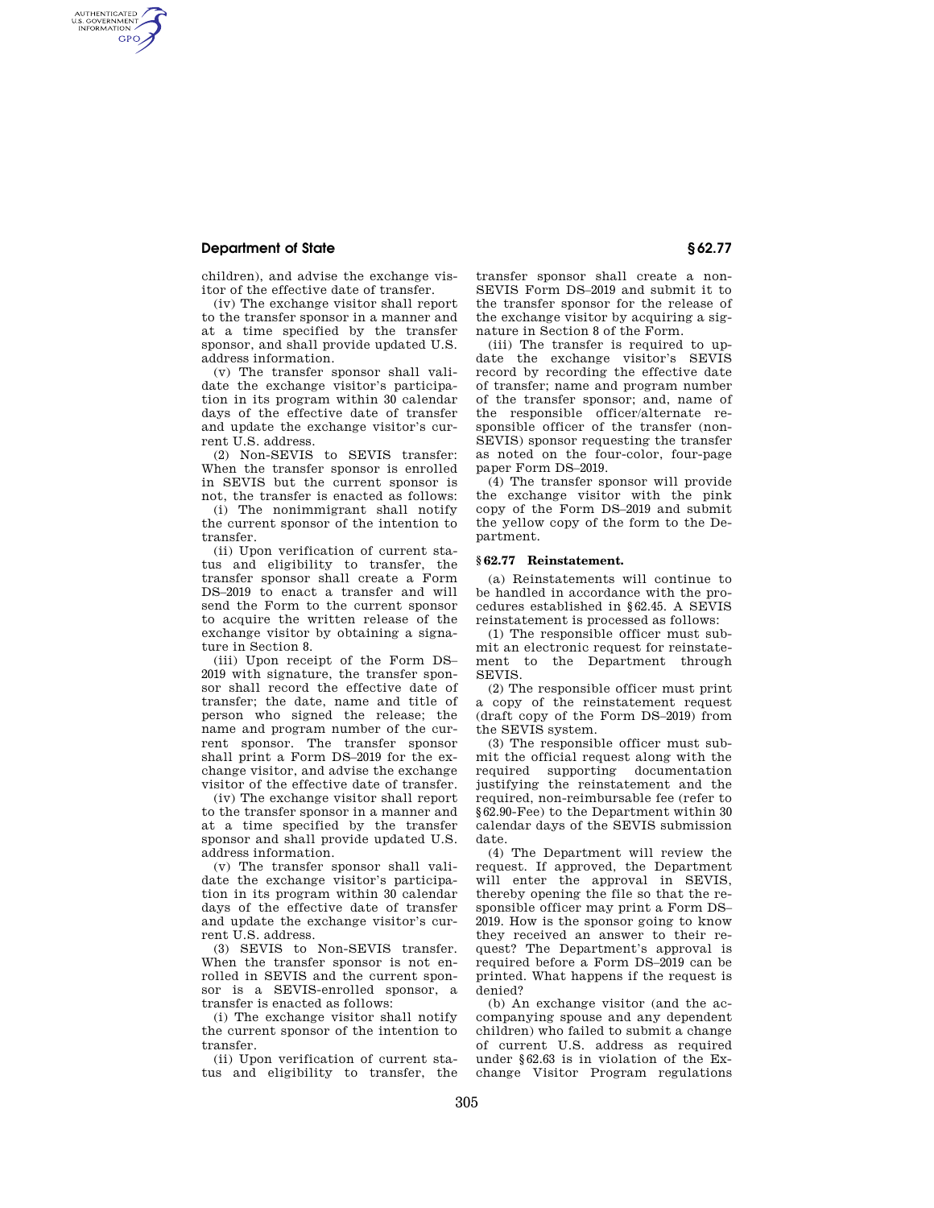children), and advise the exchange visitor of the effective date of transfer.

(iv) The exchange visitor shall report to the transfer sponsor in a manner and at a time specified by the transfer sponsor, and shall provide updated U.S. address information.

(v) The transfer sponsor shall validate the exchange visitor's participation in its program within 30 calendar days of the effective date of transfer and update the exchange visitor's current U.S. address.

(2) Non-SEVIS to SEVIS transfer: When the transfer sponsor is enrolled in SEVIS but the current sponsor is not, the transfer is enacted as follows:

(i) The nonimmigrant shall notify the current sponsor of the intention to transfer.

(ii) Upon verification of current status and eligibility to transfer, the transfer sponsor shall create a Form DS–2019 to enact a transfer and will send the Form to the current sponsor to acquire the written release of the exchange visitor by obtaining a signature in Section 8.

(iii) Upon receipt of the Form DS–2019 with signature, the transfer sponsor shall record the effective date of transfer; the date, name and title of person who signed the release; the name and program number of the current sponsor. The transfer sponsor shall print a Form DS–2019 for the exchange visitor, and advise the exchange visitor of the effective date of transfer.

(iv) The exchange visitor shall report to the transfer sponsor in a manner and at a time specified by the transfer sponsor and shall provide updated U.S. address information.

(v) The transfer sponsor shall validate the exchange visitor's participation in its program within 30 calendar days of the effective date of transfer and update the exchange visitor's current U.S. address.

(3) SEVIS to Non-SEVIS transfer. When the transfer sponsor is not enrolled in SEVIS and the current sponsor is a SEVIS-enrolled sponsor, a transfer is enacted as follows:

(i) The exchange visitor shall notify the current sponsor of the intention to transfer.

(ii) Upon verification of current status and eligibility to transfer, the transfer sponsor shall create a non-SEVIS Form DS–2019 and submit it to the transfer sponsor for the release of the exchange visitor by acquiring a signature in Section 8 of the Form.

(iii) The transfer is required to update the exchange visitor's SEVIS record by recording the effective date of transfer; name and program number of the transfer sponsor; and, name of the responsible officer/alternate responsible officer of the transfer (non-SEVIS) sponsor requesting the transfer as noted on the four-color, four-page paper Form DS–2019.

(4) The transfer sponsor will provide the exchange visitor with the pink copy of the Form DS–2019 and submit the yellow copy of the form to the Department.

### § 62.77 Reinstatement.

(a) Reinstatements will continue to be handled in accordance with the procedures established in §62.45. A SEVIS reinstatement is processed as follows:

(1) The responsible officer must submit an electronic request for reinstatement to the Department through SEVIS.

(2) The responsible officer must print a copy of the reinstatement request (draft copy of the Form DS–2019) from the SEVIS system.

(3) The responsible officer must submit the official request along with the required supporting documentation justifying the reinstatement and the required, non-reimbursable fee (refer to §62.90-Fee) to the Department within 30 calendar days of the SEVIS submission date.

(4) The Department will review the request. If approved, the Department will enter the approval in SEVIS, thereby opening the file so that the responsible officer may print a Form DS–2019. How is the sponsor going to know they received an answer to their request? The Department's approval is required before a Form DS–2019 can be printed. What happens if the request is denied?

(b) An exchange visitor (and the accompanying spouse and any dependent children) who failed to submit a change of current U.S. address as required under §62.63 is in violation of the Exchange Visitor Program regulations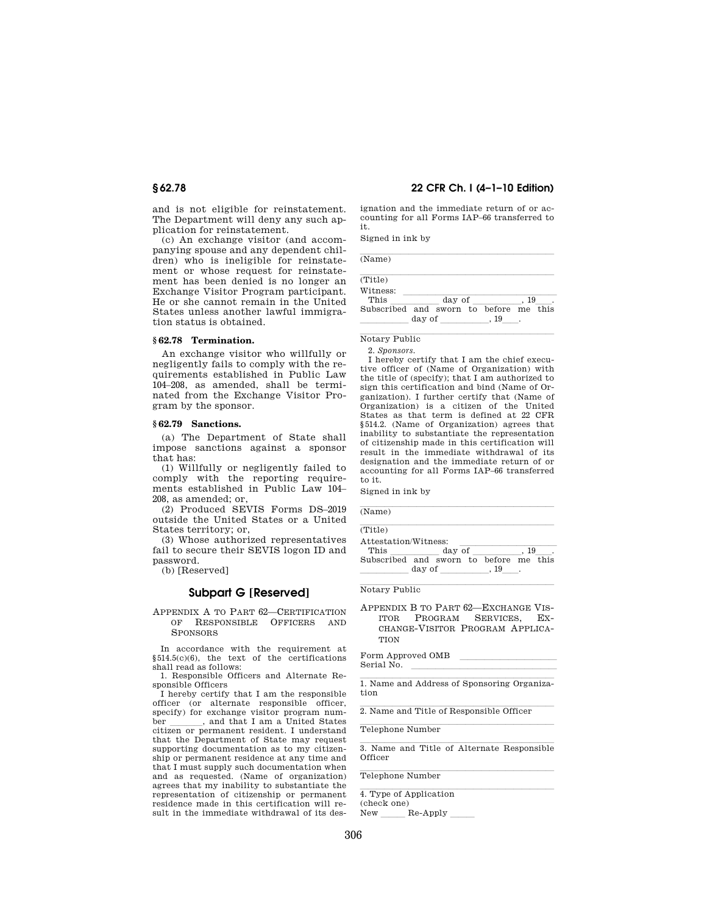and is not eligible for reinstatement. The Department will deny any such application for reinstatement.

(c) An exchange visitor (and accompanying spouse and any dependent children) who is ineligible for reinstatement or whose request for reinstatement has been denied is no longer an Exchange Visitor Program participant. He or she cannot remain in the United States unless another lawful immigration status is obtained.

### § 62.78 Termination.

An exchange visitor who willfully or negligently fails to comply with the requirements established in Public Law 104–208, as amended, shall be terminated from the Exchange Visitor Program by the sponsor.

### § 62.79 Sanctions.

(a) The Department of State shall impose sanctions against a sponsor that has:

(1) Willfully or negligently failed to comply with the reporting requirements established in Public Law 104–208, as amended; or,

(2) Produced SEVIS Forms DS–2019 outside the United States or a United States territory; or,

(3) Whose authorized representatives fail to secure their SEVIS logon ID and password.

(b) [Reserved]

## Subpart G [Reserved]

### Appendix A to Part 62—Certification of Responsible Officers and Sponsors

In accordance with the requirement at §514.5(c)(6), the text of the certifications shall read as follows:

1. Responsible Officers and Alternate Responsible Officers

I hereby certify that I am the responsible officer (or alternate responsible officer, specify) for exchange visitor program number \_\_\_\_\_\_\_, and that I am a United States citizen or permanent resident. I understand that the Department of State may request supporting documentation as to my citizenship or permanent residence at any time and that I must supply such documentation when and as requested. (Name of organization) agrees that my inability to substantiate the representation of citizenship or permanent residence made in this certification will result in the immediate withdrawal of its designation and the immediate return of or accounting for all Forms IAP–66 transferred to it.

Signed in ink by

\_\_\_\_\_\_\_\_\_\_\_\_\_\_\_\_\_\_\_\_\_\_\_\_\_\_\_\_\_\_\_\_\_\_\_\_
(Name)

\_\_\_\_\_\_\_\_\_\_\_\_\_\_\_\_\_\_\_\_\_\_\_\_\_\_\_\_\_\_\_\_\_\_\_\_
(Title)

Witness: \_\_\_\_\_\_\_\_\_\_\_\_\_\_\_\_\_\_\_\_

This \_\_\_\_\_\_\_\_\_\_ day of \_\_\_\_\_\_\_\_\_\_, 19\_\_\_.

Subscribed and sworn to before me this \_\_\_\_\_\_\_\_\_\_ day of \_\_\_\_\_\_\_\_\_\_, 19\_\_\_.

\_\_\_\_\_\_\_\_\_\_\_\_\_\_\_\_\_\_\_\_\_\_\_\_\_\_\_\_\_\_\_\_\_\_\_\_
Notary Public

2. *Sponsors.*

I hereby certify that I am the chief executive officer of (Name of Organization) with the title of (specify); that I am authorized to sign this certification and bind (Name of Organization). I further certify that (Name of Organization) is a citizen of the United States as that term is defined at 22 CFR §514.2. (Name of Organization) agrees that inability to substantiate the representation of citizenship made in this certification will result in the immediate withdrawal of its designation and the immediate return of or accounting for all Forms IAP–66 transferred to it.

Signed in ink by

\_\_\_\_\_\_\_\_\_\_\_\_\_\_\_\_\_\_\_\_\_\_\_\_\_\_\_\_\_\_\_\_\_\_\_\_
(Name)

\_\_\_\_\_\_\_\_\_\_\_\_\_\_\_\_\_\_\_\_\_\_\_\_\_\_\_\_\_\_\_\_\_\_\_\_
(Title)

Attestation/Witness: \_\_\_\_\_\_\_\_\_\_\_\_\_\_\_\_\_\_\_\_

This \_\_\_\_\_\_\_\_\_\_ day of \_\_\_\_\_\_\_\_\_\_, 19\_\_\_.

Subscribed and sworn to before me this \_\_\_\_\_\_\_\_\_\_ day of \_\_\_\_\_\_\_\_\_\_, 19\_\_\_.

\_\_\_\_\_\_\_\_\_\_\_\_\_\_\_\_\_\_\_\_\_\_\_\_\_\_\_\_\_\_\_\_\_\_\_\_
Notary Public

### Appendix B to Part 62—Exchange Visitor Program Services, Exchange-Visitor Program Application

Form Approved OMB \_\_\_\_\_\_\_\_\_\_\_\_\_\_\_\_\_\_\_\_

Serial No. \_\_\_\_\_\_\_\_\_\_\_\_\_\_\_\_\_\_\_\_

\_\_\_\_\_\_\_\_\_\_\_\_\_\_\_\_\_\_\_\_\_\_\_\_\_\_\_\_\_\_\_\_\_\_\_\_
1. Name and Address of Sponsoring Organization

\_\_\_\_\_\_\_\_\_\_\_\_\_\_\_\_\_\_\_\_\_\_\_\_\_\_\_\_\_\_\_\_\_\_\_\_
2. Name and Title of Responsible Officer

\_\_\_\_\_\_\_\_\_\_\_\_\_\_\_\_\_\_\_\_\_\_\_\_\_\_\_\_\_\_\_\_\_\_\_\_
Telephone Number

\_\_\_\_\_\_\_\_\_\_\_\_\_\_\_\_\_\_\_\_\_\_\_\_\_\_\_\_\_\_\_\_\_\_\_\_
3. Name and Title of Alternate Responsible Officer

\_\_\_\_\_\_\_\_\_\_\_\_\_\_\_\_\_\_\_\_\_\_\_\_\_\_\_\_\_\_\_\_\_\_\_\_
Telephone Number

\_\_\_\_\_\_\_\_\_\_\_\_\_\_\_\_\_\_\_\_\_\_\_\_\_\_\_\_\_\_\_\_\_\_\_\_
4. Type of Application
(check one)
New \_\_\_\_\_ Re-Apply \_\_\_\_\_